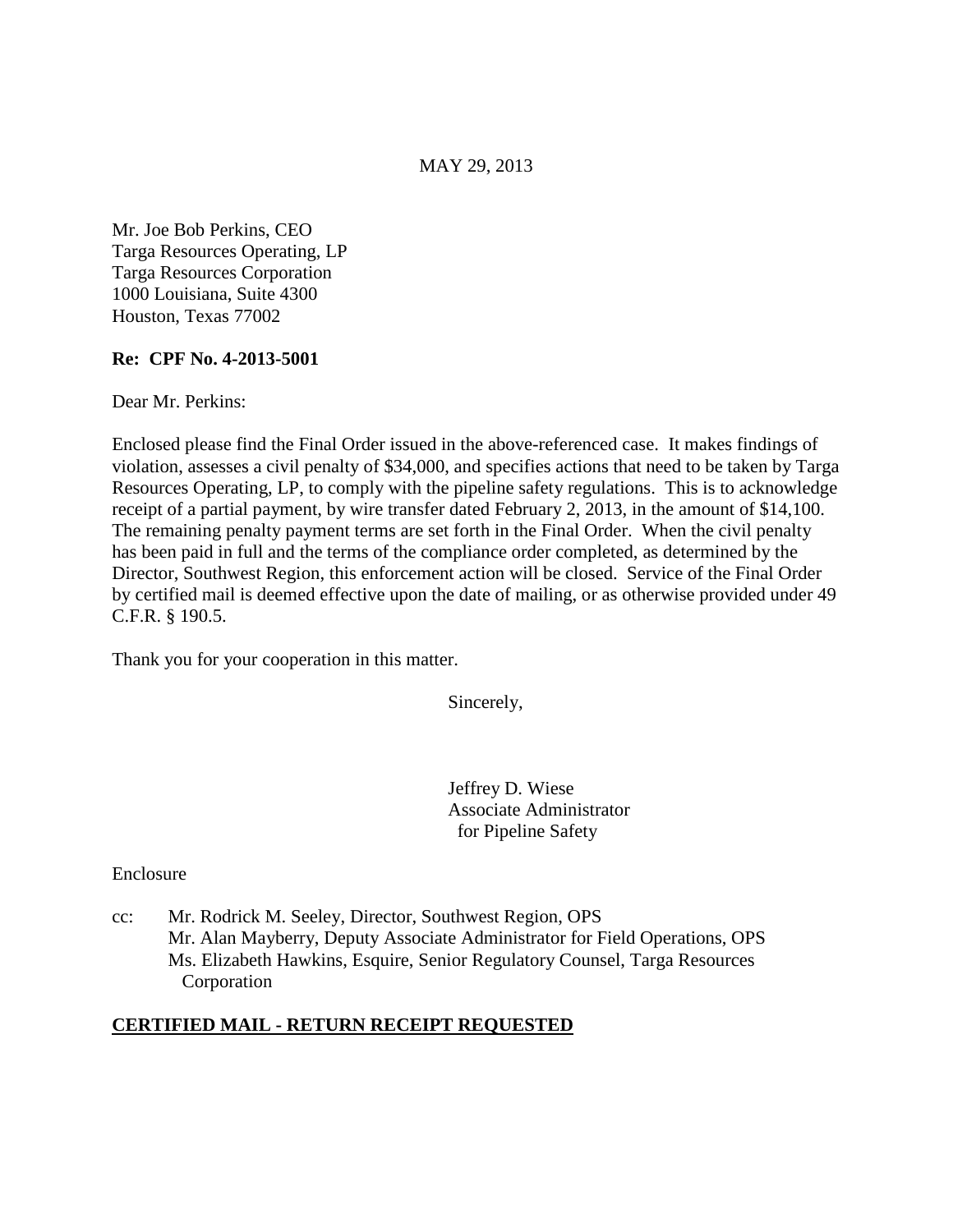MAY 29, 2013

Mr. Joe Bob Perkins, CEO
Targa Resources Operating, LP
Targa Resources Corporation
1000 Louisiana, Suite 4300
Houston, Texas 77002

**Re: CPF No. 4-2013-5001**

Dear Mr. Perkins:

Enclosed please find the Final Order issued in the above-referenced case. It makes findings of violation, assesses a civil penalty of $34,000, and specifies actions that need to be taken by Targa Resources Operating, LP, to comply with the pipeline safety regulations. This is to acknowledge receipt of a partial payment, by wire transfer dated February 2, 2013, in the amount of $14,100. The remaining penalty payment terms are set forth in the Final Order. When the civil penalty has been paid in full and the terms of the compliance order completed, as determined by the Director, Southwest Region, this enforcement action will be closed. Service of the Final Order by certified mail is deemed effective upon the date of mailing, or as otherwise provided under 49 C.F.R. § 190.5.

Thank you for your cooperation in this matter.

Sincerely,

Jeffrey D. Wiese
Associate Administrator
for Pipeline Safety

Enclosure

cc: Mr. Rodrick M. Seeley, Director, Southwest Region, OPS
Mr. Alan Mayberry, Deputy Associate Administrator for Field Operations, OPS
Ms. Elizabeth Hawkins, Esquire, Senior Regulatory Counsel, Targa Resources Corporation

**CERTIFIED MAIL - RETURN RECEIPT REQUESTED**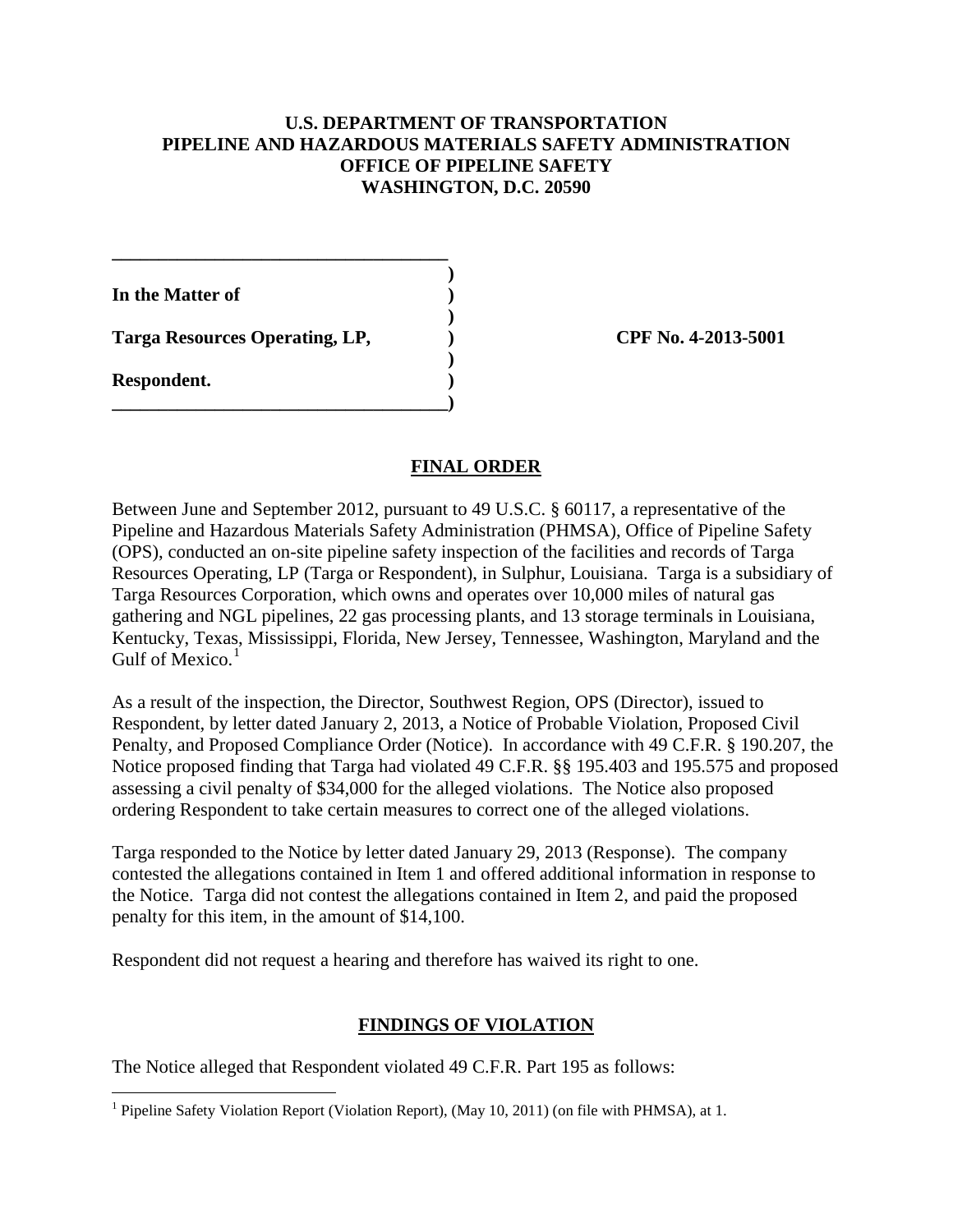**U.S. DEPARTMENT OF TRANSPORTATION**
**PIPELINE AND HAZARDOUS MATERIALS SAFETY ADMINISTRATION**
**OFFICE OF PIPELINE SAFETY**
**WASHINGTON, D.C. 20590**

| | |
|---|---|
| **In the Matter of** | |
| **Targa Resources Operating, LP,** | **CPF No. 4-2013-5001** |
| **Respondent.** | |

## FINAL ORDER

Between June and September 2012, pursuant to 49 U.S.C. § 60117, a representative of the Pipeline and Hazardous Materials Safety Administration (PHMSA), Office of Pipeline Safety (OPS), conducted an on-site pipeline safety inspection of the facilities and records of Targa Resources Operating, LP (Targa or Respondent), in Sulphur, Louisiana. Targa is a subsidiary of Targa Resources Corporation, which owns and operates over 10,000 miles of natural gas gathering and NGL pipelines, 22 gas processing plants, and 13 storage terminals in Louisiana, Kentucky, Texas, Mississippi, Florida, New Jersey, Tennessee, Washington, Maryland and the Gulf of Mexico.[1]

As a result of the inspection, the Director, Southwest Region, OPS (Director), issued to Respondent, by letter dated January 2, 2013, a Notice of Probable Violation, Proposed Civil Penalty, and Proposed Compliance Order (Notice). In accordance with 49 C.F.R. § 190.207, the Notice proposed finding that Targa had violated 49 C.F.R. §§ 195.403 and 195.575 and proposed assessing a civil penalty of $34,000 for the alleged violations. The Notice also proposed ordering Respondent to take certain measures to correct one of the alleged violations.

Targa responded to the Notice by letter dated January 29, 2013 (Response). The company contested the allegations contained in Item 1 and offered additional information in response to the Notice. Targa did not contest the allegations contained in Item 2, and paid the proposed penalty for this item, in the amount of $14,100.

Respondent did not request a hearing and therefore has waived its right to one.

## FINDINGS OF VIOLATION

The Notice alleged that Respondent violated 49 C.F.R. Part 195 as follows:

[1] Pipeline Safety Violation Report (Violation Report), (May 10, 2011) (on file with PHMSA), at 1.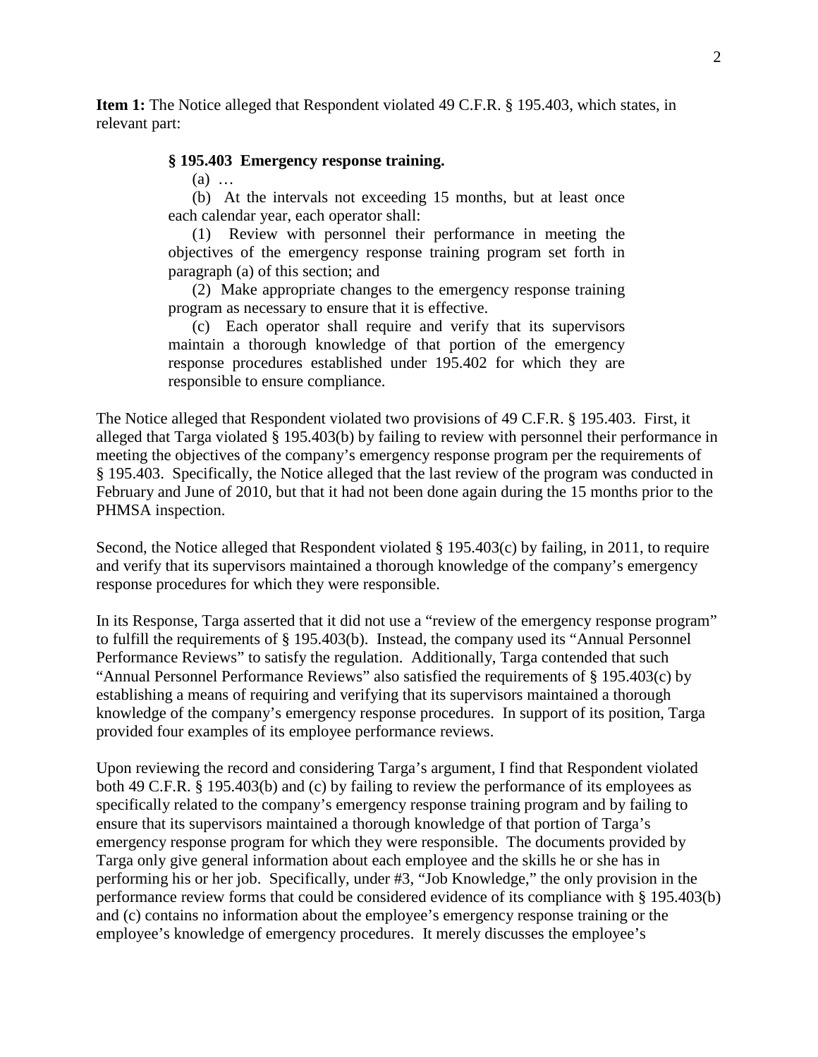**Item 1:** The Notice alleged that Respondent violated 49 C.F.R. § 195.403, which states, in relevant part:

> **§ 195.403 Emergency response training.**
>
> (a) …
>
> (b) At the intervals not exceeding 15 months, but at least once each calendar year, each operator shall:
>
> (1) Review with personnel their performance in meeting the objectives of the emergency response training program set forth in paragraph (a) of this section; and
>
> (2) Make appropriate changes to the emergency response training program as necessary to ensure that it is effective.
>
> (c) Each operator shall require and verify that its supervisors maintain a thorough knowledge of that portion of the emergency response procedures established under 195.402 for which they are responsible to ensure compliance.

The Notice alleged that Respondent violated two provisions of 49 C.F.R. § 195.403. First, it alleged that Targa violated § 195.403(b) by failing to review with personnel their performance in meeting the objectives of the company's emergency response program per the requirements of § 195.403. Specifically, the Notice alleged that the last review of the program was conducted in February and June of 2010, but that it had not been done again during the 15 months prior to the PHMSA inspection.

Second, the Notice alleged that Respondent violated § 195.403(c) by failing, in 2011, to require and verify that its supervisors maintained a thorough knowledge of the company's emergency response procedures for which they were responsible.

In its Response, Targa asserted that it did not use a "review of the emergency response program" to fulfill the requirements of § 195.403(b). Instead, the company used its "Annual Personnel Performance Reviews" to satisfy the regulation. Additionally, Targa contended that such "Annual Personnel Performance Reviews" also satisfied the requirements of § 195.403(c) by establishing a means of requiring and verifying that its supervisors maintained a thorough knowledge of the company's emergency response procedures. In support of its position, Targa provided four examples of its employee performance reviews.

Upon reviewing the record and considering Targa's argument, I find that Respondent violated both 49 C.F.R. § 195.403(b) and (c) by failing to review the performance of its employees as specifically related to the company's emergency response training program and by failing to ensure that its supervisors maintained a thorough knowledge of that portion of Targa's emergency response program for which they were responsible. The documents provided by Targa only give general information about each employee and the skills he or she has in performing his or her job. Specifically, under #3, "Job Knowledge," the only provision in the performance review forms that could be considered evidence of its compliance with § 195.403(b) and (c) contains no information about the employee's emergency response training or the employee's knowledge of emergency procedures. It merely discusses the employee's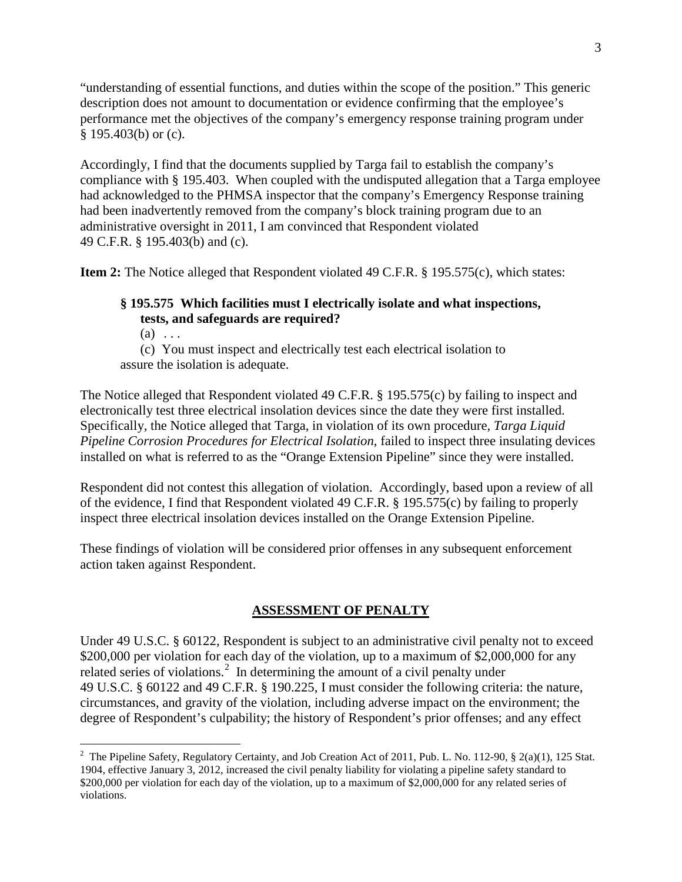"understanding of essential functions, and duties within the scope of the position." This generic description does not amount to documentation or evidence confirming that the employee's performance met the objectives of the company's emergency response training program under § 195.403(b) or (c).

Accordingly, I find that the documents supplied by Targa fail to establish the company's compliance with § 195.403. When coupled with the undisputed allegation that a Targa employee had acknowledged to the PHMSA inspector that the company's Emergency Response training had been inadvertently removed from the company's block training program due to an administrative oversight in 2011, I am convinced that Respondent violated 49 C.F.R. § 195.403(b) and (c).

**Item 2:** The Notice alleged that Respondent violated 49 C.F.R. § 195.575(c), which states:

> **§ 195.575 Which facilities must I electrically isolate and what inspections, tests, and safeguards are required?**
>
> (a) . . .
>
> (c) You must inspect and electrically test each electrical isolation to assure the isolation is adequate.

The Notice alleged that Respondent violated 49 C.F.R. § 195.575(c) by failing to inspect and electronically test three electrical insolation devices since the date they were first installed. Specifically, the Notice alleged that Targa, in violation of its own procedure, *Targa Liquid Pipeline Corrosion Procedures for Electrical Isolation*, failed to inspect three insulating devices installed on what is referred to as the "Orange Extension Pipeline" since they were installed.

Respondent did not contest this allegation of violation. Accordingly, based upon a review of all of the evidence, I find that Respondent violated 49 C.F.R. § 195.575(c) by failing to properly inspect three electrical insolation devices installed on the Orange Extension Pipeline.

These findings of violation will be considered prior offenses in any subsequent enforcement action taken against Respondent.

## ASSESSMENT OF PENALTY

Under 49 U.S.C. § 60122, Respondent is subject to an administrative civil penalty not to exceed $200,000 per violation for each day of the violation, up to a maximum of $2,000,000 for any related series of violations.[2] In determining the amount of a civil penalty under 49 U.S.C. § 60122 and 49 C.F.R. § 190.225, I must consider the following criteria: the nature, circumstances, and gravity of the violation, including adverse impact on the environment; the degree of Respondent's culpability; the history of Respondent's prior offenses; and any effect

---

[2] The Pipeline Safety, Regulatory Certainty, and Job Creation Act of 2011, Pub. L. No. 112-90, § 2(a)(1), 125 Stat. 1904, effective January 3, 2012, increased the civil penalty liability for violating a pipeline safety standard to $200,000 per violation for each day of the violation, up to a maximum of $2,000,000 for any related series of violations.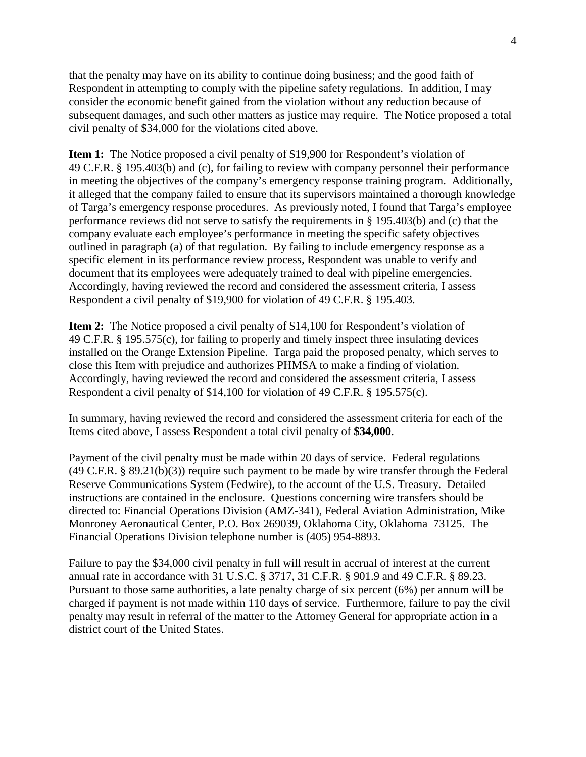that the penalty may have on its ability to continue doing business; and the good faith of Respondent in attempting to comply with the pipeline safety regulations. In addition, I may consider the economic benefit gained from the violation without any reduction because of subsequent damages, and such other matters as justice may require. The Notice proposed a total civil penalty of $34,000 for the violations cited above.

**Item 1:** The Notice proposed a civil penalty of $19,900 for Respondent's violation of 49 C.F.R. § 195.403(b) and (c), for failing to review with company personnel their performance in meeting the objectives of the company's emergency response training program. Additionally, it alleged that the company failed to ensure that its supervisors maintained a thorough knowledge of Targa's emergency response procedures. As previously noted, I found that Targa's employee performance reviews did not serve to satisfy the requirements in § 195.403(b) and (c) that the company evaluate each employee's performance in meeting the specific safety objectives outlined in paragraph (a) of that regulation. By failing to include emergency response as a specific element in its performance review process, Respondent was unable to verify and document that its employees were adequately trained to deal with pipeline emergencies. Accordingly, having reviewed the record and considered the assessment criteria, I assess Respondent a civil penalty of $19,900 for violation of 49 C.F.R. § 195.403.

**Item 2:** The Notice proposed a civil penalty of $14,100 for Respondent's violation of 49 C.F.R. § 195.575(c), for failing to properly and timely inspect three insulating devices installed on the Orange Extension Pipeline. Targa paid the proposed penalty, which serves to close this Item with prejudice and authorizes PHMSA to make a finding of violation. Accordingly, having reviewed the record and considered the assessment criteria, I assess Respondent a civil penalty of $14,100 for violation of 49 C.F.R. § 195.575(c).

In summary, having reviewed the record and considered the assessment criteria for each of the Items cited above, I assess Respondent a total civil penalty of **$34,000**.

Payment of the civil penalty must be made within 20 days of service. Federal regulations (49 C.F.R. § 89.21(b)(3)) require such payment to be made by wire transfer through the Federal Reserve Communications System (Fedwire), to the account of the U.S. Treasury. Detailed instructions are contained in the enclosure. Questions concerning wire transfers should be directed to: Financial Operations Division (AMZ-341), Federal Aviation Administration, Mike Monroney Aeronautical Center, P.O. Box 269039, Oklahoma City, Oklahoma 73125. The Financial Operations Division telephone number is (405) 954-8893.

Failure to pay the $34,000 civil penalty in full will result in accrual of interest at the current annual rate in accordance with 31 U.S.C. § 3717, 31 C.F.R. § 901.9 and 49 C.F.R. § 89.23. Pursuant to those same authorities, a late penalty charge of six percent (6%) per annum will be charged if payment is not made within 110 days of service. Furthermore, failure to pay the civil penalty may result in referral of the matter to the Attorney General for appropriate action in a district court of the United States.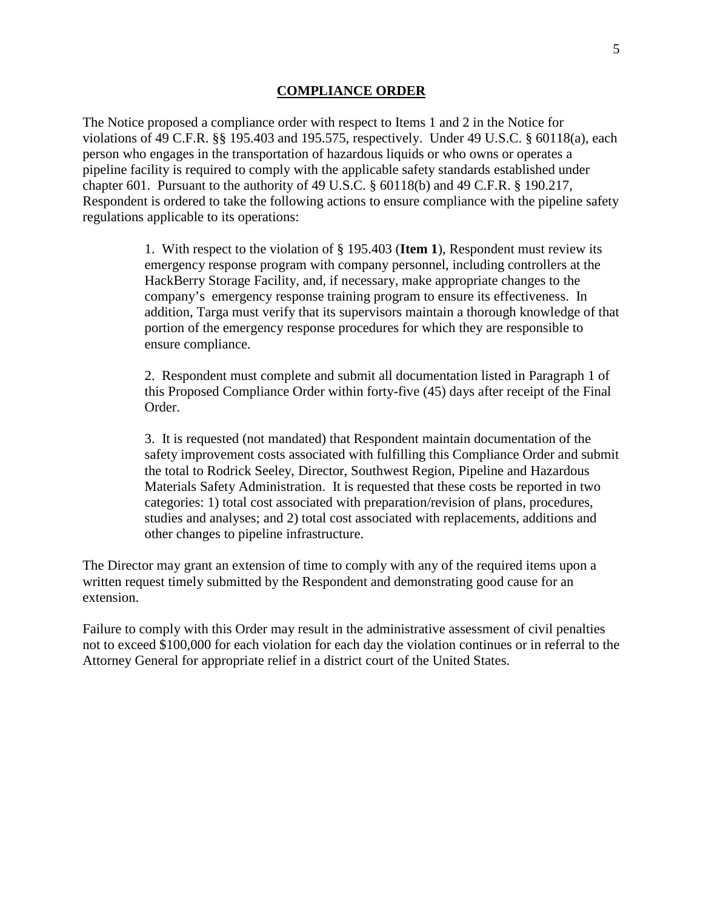## COMPLIANCE ORDER

The Notice proposed a compliance order with respect to Items 1 and 2 in the Notice for violations of 49 C.F.R. §§ 195.403 and 195.575, respectively. Under 49 U.S.C. § 60118(a), each person who engages in the transportation of hazardous liquids or who owns or operates a pipeline facility is required to comply with the applicable safety standards established under chapter 601. Pursuant to the authority of 49 U.S.C. § 60118(b) and 49 C.F.R. § 190.217, Respondent is ordered to take the following actions to ensure compliance with the pipeline safety regulations applicable to its operations:

> 1. With respect to the violation of § 195.403 (**Item 1**), Respondent must review its emergency response program with company personnel, including controllers at the HackBerry Storage Facility, and, if necessary, make appropriate changes to the company's emergency response training program to ensure its effectiveness. In addition, Targa must verify that its supervisors maintain a thorough knowledge of that portion of the emergency response procedures for which they are responsible to ensure compliance.
>
> 2. Respondent must complete and submit all documentation listed in Paragraph 1 of this Proposed Compliance Order within forty-five (45) days after receipt of the Final Order.
>
> 3. It is requested (not mandated) that Respondent maintain documentation of the safety improvement costs associated with fulfilling this Compliance Order and submit the total to Rodrick Seeley, Director, Southwest Region, Pipeline and Hazardous Materials Safety Administration. It is requested that these costs be reported in two categories: 1) total cost associated with preparation/revision of plans, procedures, studies and analyses; and 2) total cost associated with replacements, additions and other changes to pipeline infrastructure.

The Director may grant an extension of time to comply with any of the required items upon a written request timely submitted by the Respondent and demonstrating good cause for an extension.

Failure to comply with this Order may result in the administrative assessment of civil penalties not to exceed $100,000 for each violation for each day the violation continues or in referral to the Attorney General for appropriate relief in a district court of the United States.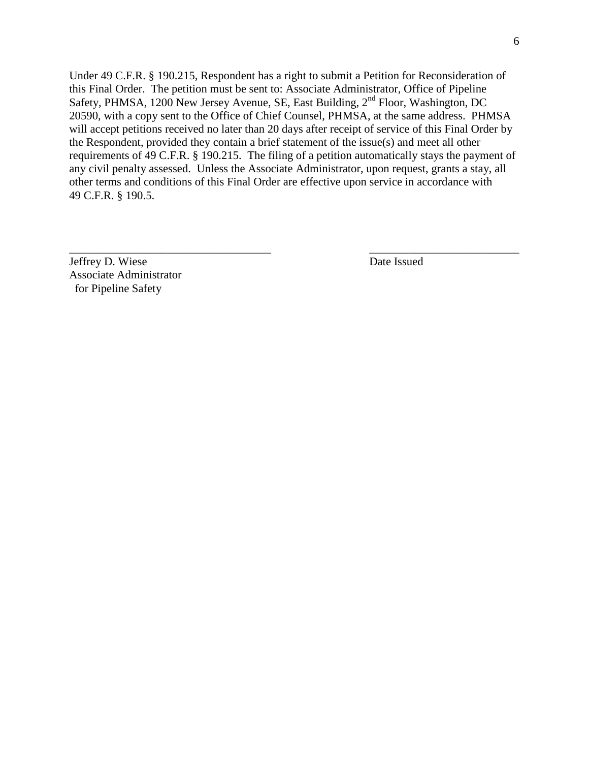Under 49 C.F.R. § 190.215, Respondent has a right to submit a Petition for Reconsideration of this Final Order. The petition must be sent to: Associate Administrator, Office of Pipeline Safety, PHMSA, 1200 New Jersey Avenue, SE, East Building, 2nd Floor, Washington, DC 20590, with a copy sent to the Office of Chief Counsel, PHMSA, at the same address. PHMSA will accept petitions received no later than 20 days after receipt of service of this Final Order by the Respondent, provided they contain a brief statement of the issue(s) and meet all other requirements of 49 C.F.R. § 190.215. The filing of a petition automatically stays the payment of any civil penalty assessed. Unless the Associate Administrator, upon request, grants a stay, all other terms and conditions of this Final Order are effective upon service in accordance with 49 C.F.R. § 190.5.

\_\_\_\_\_\_\_\_\_\_\_\_\_\_\_\_\_\_\_\_\_\_\_\_\_\_\_\_\_\_\_\_\_\_\_\_
Jeffrey D. Wiese
Associate Administrator
for Pipeline Safety

\_\_\_\_\_\_\_\_\_\_\_\_\_\_\_\_\_\_\_\_\_\_\_\_\_\_\_
Date Issued